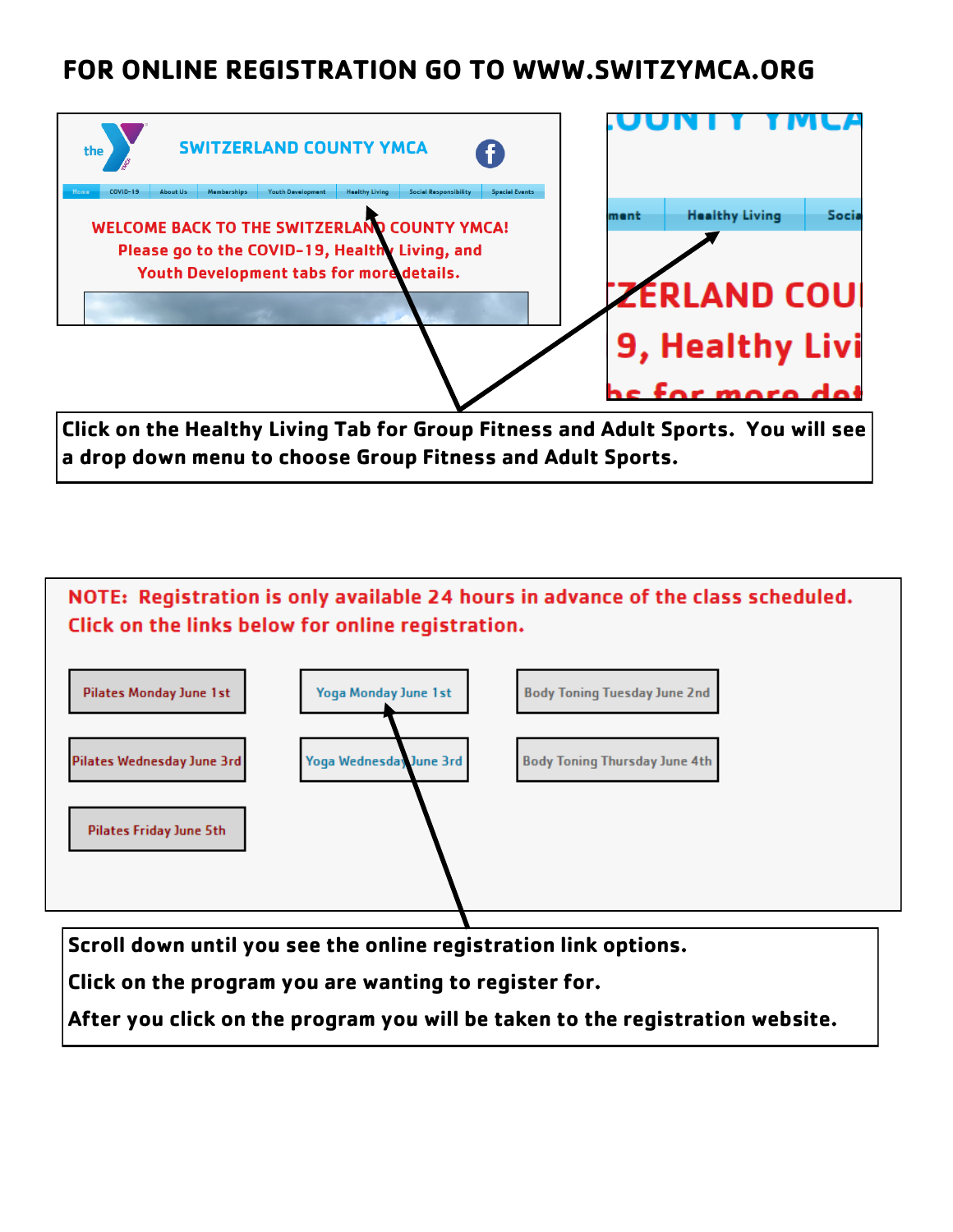# FOR ONLINE REGISTRATION GO TO WWW.SWITZYMCA.ORG

the YMCA

SWITZERLAND COUNTY YMCA

Home | COVID-19 | About Us | Memberships | Youth Development | Healthy Living | Social Responsibility | Special Events

WELCOME BACK TO THE SWITZERLAND COUNTY YMCA!
Please go to the COVID-19, Healthy Living, and
Youth Development tabs for more details.

ment | Healthy Living | Socia

**Click on the Healthy Living Tab for Group Fitness and Adult Sports. You will see a drop down menu to choose Group Fitness and Adult Sports.**

**NOTE: Registration is only available 24 hours in advance of the class scheduled. Click on the links below for online registration.**

| | | |
|---|---|---|
| Pilates Monday June 1st | Yoga Monday June 1st | Body Toning Tuesday June 2nd |
| Pilates Wednesday June 3rd | Yoga Wednesday June 3rd | Body Toning Thursday June 4th |
| Pilates Friday June 5th | | |

**Scroll down until you see the online registration link options.**

**Click on the program you are wanting to register for.**

**After you click on the program you will be taken to the registration website.**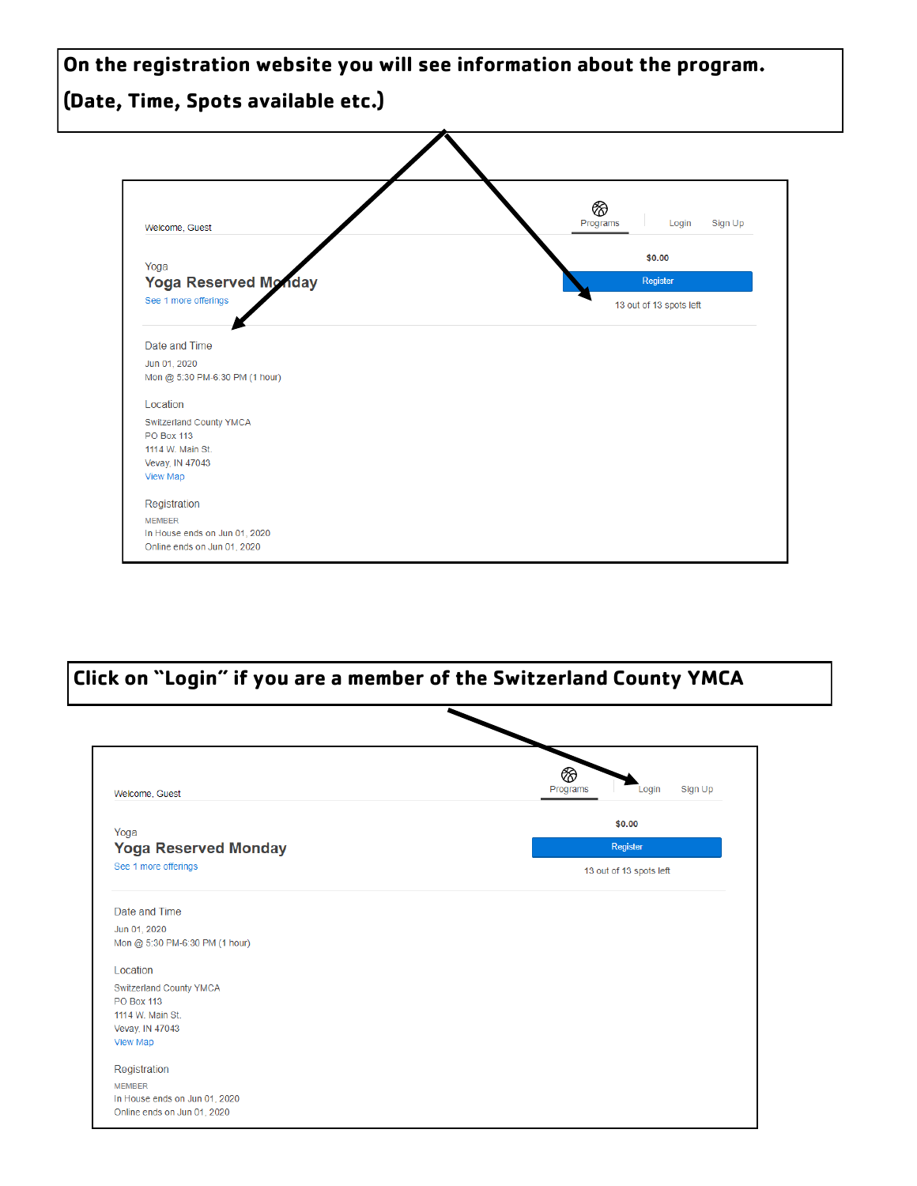**On the registration website you will see information about the program. (Date, Time, Spots available etc.)**

Welcome, Guest

Programs | Login | Sign Up

Yoga

**Yoga Reserved Monday**

See 1 more offerings

$0.00

Register

13 out of 13 spots left

Date and Time

Jun 01, 2020

Mon @ 5:30 PM-6:30 PM (1 hour)

Location

Switzerland County YMCA

PO Box 113

1114 W. Main St.

Vevay, IN 47043

View Map

Registration

MEMBER

In House ends on Jun 01, 2020

Online ends on Jun 01, 2020

**Click on "Login" if you are a member of the Switzerland County YMCA**

Welcome, Guest

Programs | Login | Sign Up

Yoga

**Yoga Reserved Monday**

See 1 more offerings

$0.00

Register

13 out of 13 spots left

Date and Time

Jun 01, 2020

Mon @ 5:30 PM-6:30 PM (1 hour)

Location

Switzerland County YMCA

PO Box 113

1114 W. Main St.

Vevay, IN 47043

View Map

Registration

MEMBER

In House ends on Jun 01, 2020

Online ends on Jun 01, 2020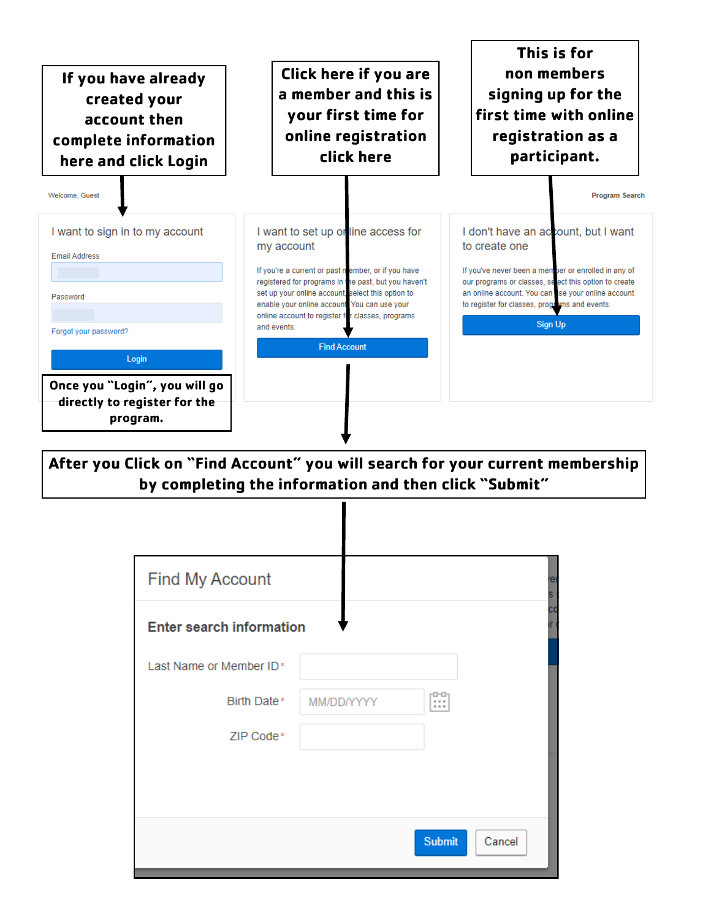**If you have already created your account then complete information here and click Login**

**Click here if you are a member and this is your first time for online registration click here**

**This is for non members signing up for the first time with online registration as a participant.**

Welcome, Guest

Program Search

I want to sign in to my account

Email Address

Password

Forgot your password?

Login

**Once you "Login", you will go directly to register for the program.**

I want to set up online access for my account

If you're a current or past member, or if you have registered for programs in the past, but you haven't set up your online account, select this option to enable your online account. You can use your online account to register for classes, programs and events.

Find Account

I don't have an account, but I want to create one

If you've never been a member or enrolled in any of our programs or classes, select this option to create an online account. You can use your online account to register for classes, programs and events.

Sign Up

**After you Click on "Find Account" you will search for your current membership by completing the information and then click "Submit"**

Find My Account

**Enter search information**

Last Name or Member ID*

Birth Date* MM/DD/YYYY

ZIP Code*

Submit Cancel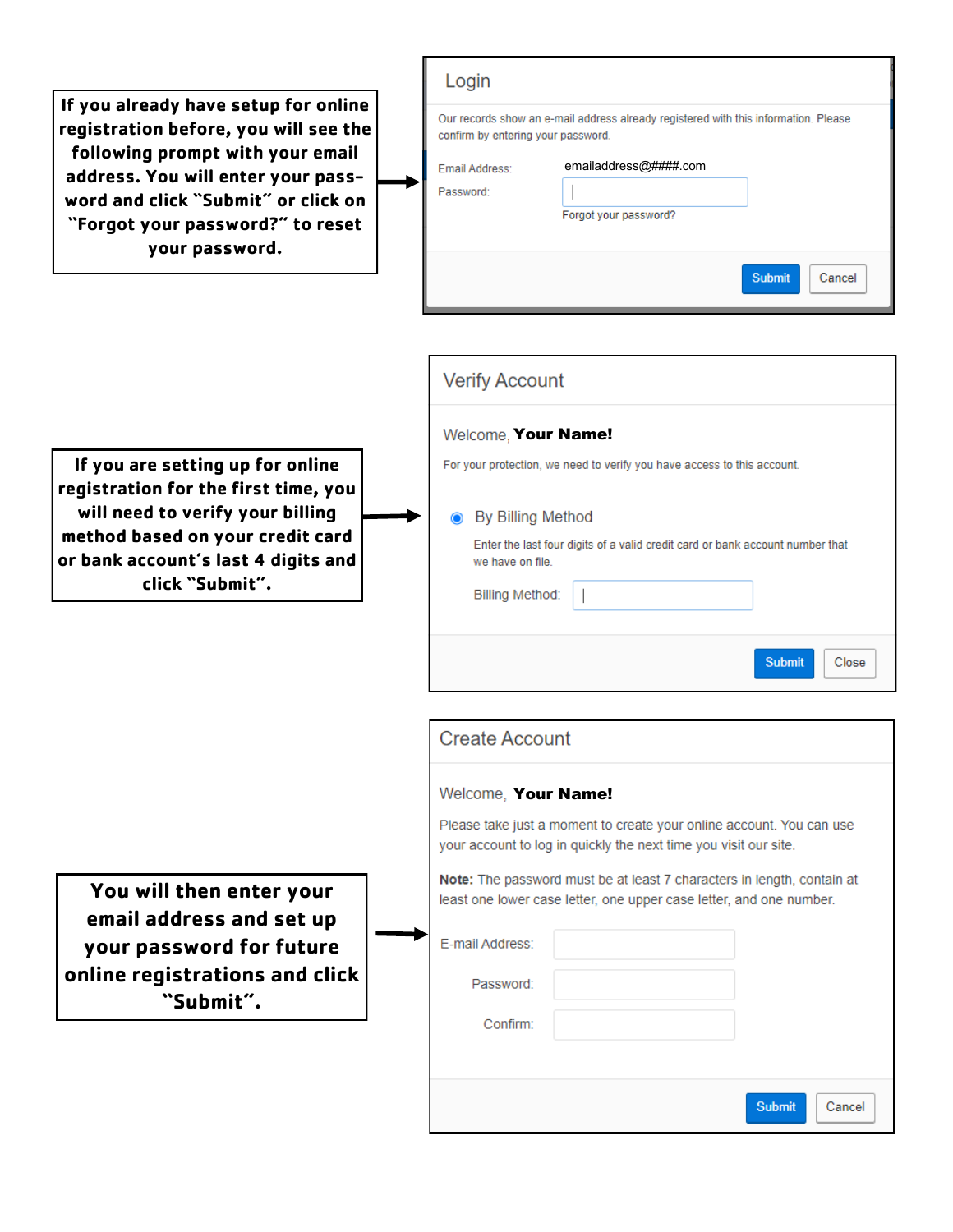**If you already have setup for online registration before, you will see the following prompt with your email address. You will enter your password and click "Submit" or click on "Forgot your password?" to reset your password.**

### Login

Our records show an e-mail address already registered with this information. Please confirm by entering your password.

Email Address: emailaddress@####.com

Password:

Forgot your password?

Submit | Cancel

**If you are setting up for online registration for the first time, you will need to verify your billing method based on your credit card or bank account's last 4 digits and click "Submit".**

### Verify Account

Welcome, **Your Name!**

For your protection, we need to verify you have access to this account.

By Billing Method

Enter the last four digits of a valid credit card or bank account number that we have on file.

Billing Method:

Submit | Close

**You will then enter your email address and set up your password for future online registrations and click "Submit".**

### Create Account

Welcome, **Your Name!**

Please take just a moment to create your online account. You can use your account to log in quickly the next time you visit our site.

**Note:** The password must be at least 7 characters in length, contain at least one lower case letter, one upper case letter, and one number.

E-mail Address:

Password:

Confirm:

Submit | Cancel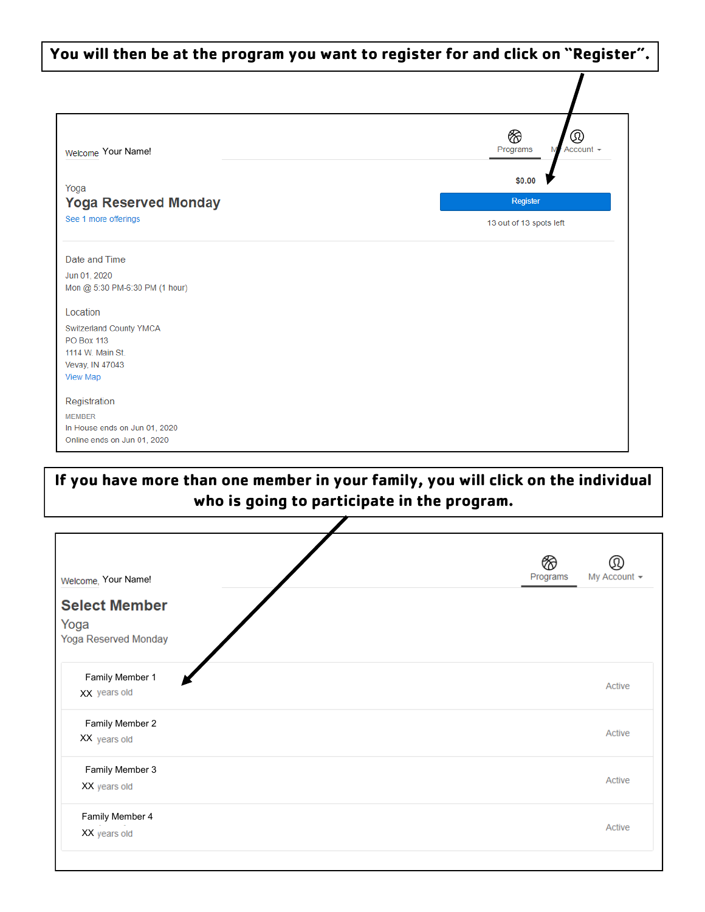**You will then be at the program you want to register for and click on "Register".**

Welcome Your Name!

Programs | My Account

Yoga

**Yoga Reserved Monday**

See 1 more offerings

$0.00

Register

13 out of 13 spots left

Date and Time

Jun 01, 2020

Mon @ 5:30 PM-6:30 PM (1 hour)

Location

Switzerland County YMCA

PO Box 113

1114 W. Main St.

Vevay, IN 47043

View Map

Registration

MEMBER

In House ends on Jun 01, 2020

Online ends on Jun 01, 2020

**If you have more than one member in your family, you will click on the individual who is going to participate in the program.**

Welcome, Your Name!

Programs | My Account

**Select Member**

Yoga

Yoga Reserved Monday

| Member | Status |
| --- | --- |
| Family Member 1 — XX years old | Active |
| Family Member 2 — XX years old | Active |
| Family Member 3 — XX years old | Active |
| Family Member 4 — XX years old | Active |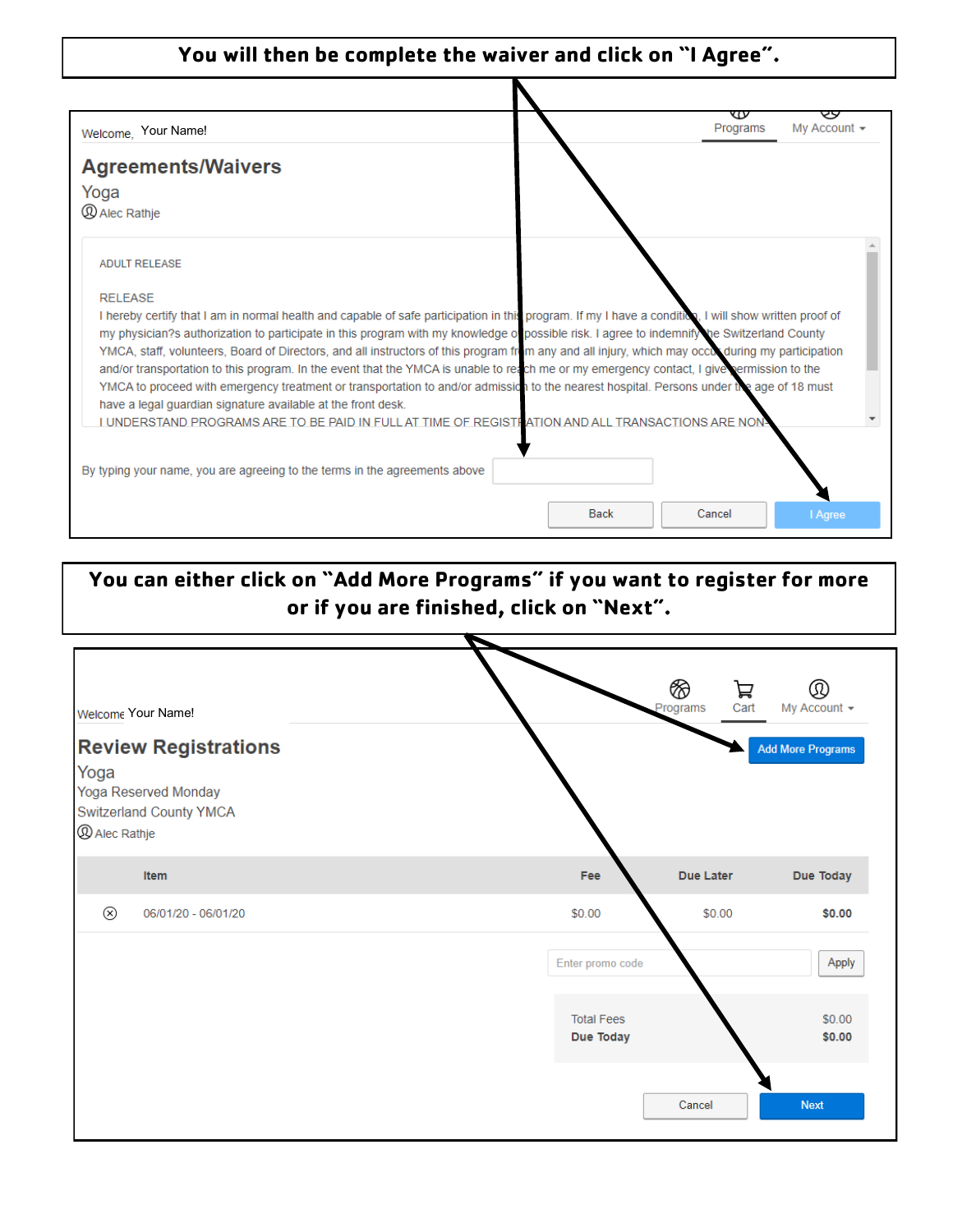**You will then be complete the waiver and click on "I Agree".**

Welcome, Your Name!

Programs | My Account

## Agreements/Waivers

Yoga

Alec Rathje

ADULT RELEASE

RELEASE

I hereby certify that I am in normal health and capable of safe participation in this program. If my I have a condition, I will show written proof of my physician?s authorization to participate in this program with my knowledge of possible risk. I agree to indemnify the Switzerland County YMCA, staff, volunteers, Board of Directors, and all instructors of this program from any and all injury, which may occur during my participation and/or transportation to this program. In the event that the YMCA is unable to reach me or my emergency contact, I give permission to the YMCA to proceed with emergency treatment or transportation to and/or admission to the nearest hospital. Persons under the age of 18 must have a legal guardian signature available at the front desk.

I UNDERSTAND PROGRAMS ARE TO BE PAID IN FULL AT TIME OF REGISTRATION AND ALL TRANSACTIONS ARE NON-

By typing your name, you are agreeing to the terms in the agreements above

Back | Cancel | I Agree

**You can either click on "Add More Programs" if you want to register for more or if you are finished, click on "Next".**

Welcome Your Name!

Programs | Cart | My Account

## Review Registrations

Yoga

Yoga Reserved Monday

Switzerland County YMCA

Alec Rathje

Add More Programs

| | Item | Fee | Due Later | Due Today |
|---|---|---|---|---|
| ⊗ | 06/01/20 - 06/01/20 | $0.00 | $0.00 | **$0.00** |

Enter promo code | Apply

| | |
|---|---|
| Total Fees | $0.00 |
| **Due Today** | **$0.00** |

Cancel | Next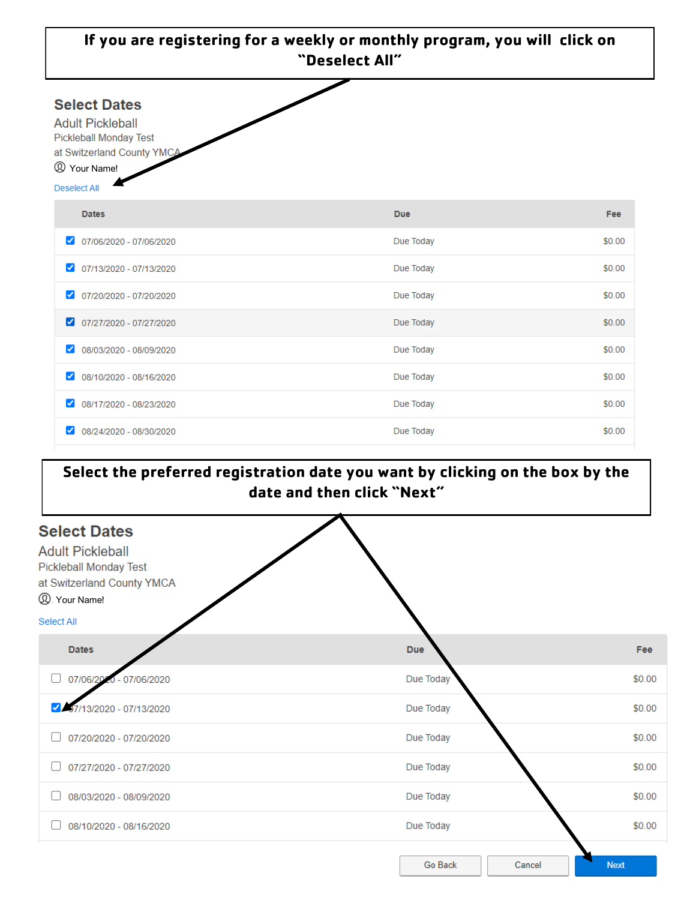**If you are registering for a weekly or monthly program, you will click on "Deselect All"**

### Select Dates

Adult Pickleball

Pickleball Monday Test

at Switzerland County YMCA

Your Name!

Deselect All

| | Dates | Due | Fee |
|---|---|---|---|
| ☑ | 07/06/2020 - 07/06/2020 | Due Today | $0.00 |
| ☑ | 07/13/2020 - 07/13/2020 | Due Today | $0.00 |
| ☑ | 07/20/2020 - 07/20/2020 | Due Today | $0.00 |
| ☑ | 07/27/2020 - 07/27/2020 | Due Today | $0.00 |
| ☑ | 08/03/2020 - 08/09/2020 | Due Today | $0.00 |
| ☑ | 08/10/2020 - 08/16/2020 | Due Today | $0.00 |
| ☑ | 08/17/2020 - 08/23/2020 | Due Today | $0.00 |
| ☑ | 08/24/2020 - 08/30/2020 | Due Today | $0.00 |

**Select the preferred registration date you want by clicking on the box by the date and then click "Next"**

### Select Dates

Adult Pickleball

Pickleball Monday Test

at Switzerland County YMCA

Your Name!

Select All

| | Dates | Due | Fee |
|---|---|---|---|
| ☐ | 07/06/2020 - 07/06/2020 | Due Today | $0.00 |
| ☑ | 07/13/2020 - 07/13/2020 | Due Today | $0.00 |
| ☐ | 07/20/2020 - 07/20/2020 | Due Today | $0.00 |
| ☐ | 07/27/2020 - 07/27/2020 | Due Today | $0.00 |
| ☐ | 08/03/2020 - 08/09/2020 | Due Today | $0.00 |
| ☐ | 08/10/2020 - 08/16/2020 | Due Today | $0.00 |

Go Back | Cancel | Next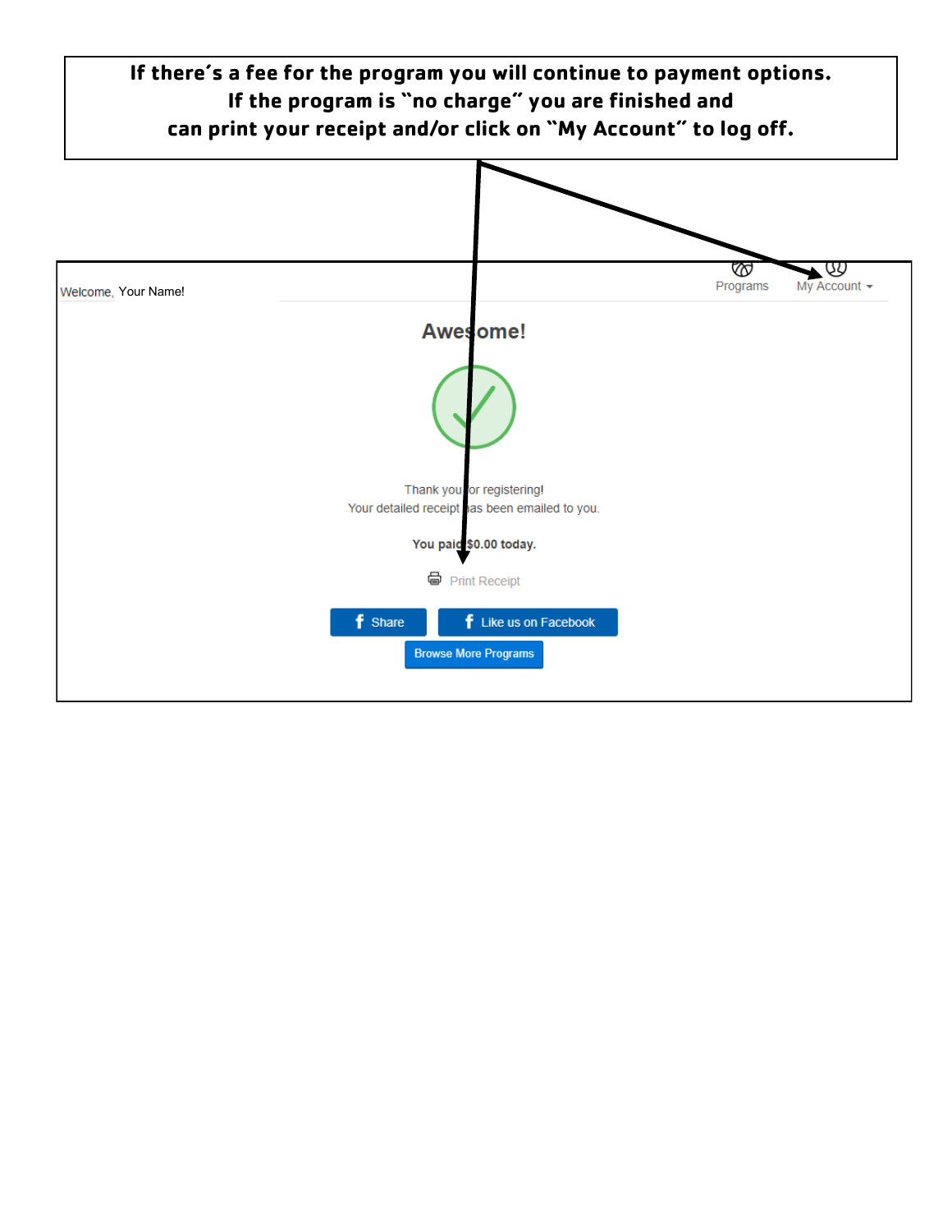**If there's a fee for the program you will continue to payment options.**
**If the program is "no charge" you are finished and**
**can print your receipt and/or click on "My Account" to log off.**

Welcome, Your Name!

Programs

My Account

## Awesome!

Thank you for registering!
Your detailed receipt has been emailed to you.

**You paid $0.00 today.**

Print Receipt

Share

Like us on Facebook

Browse More Programs